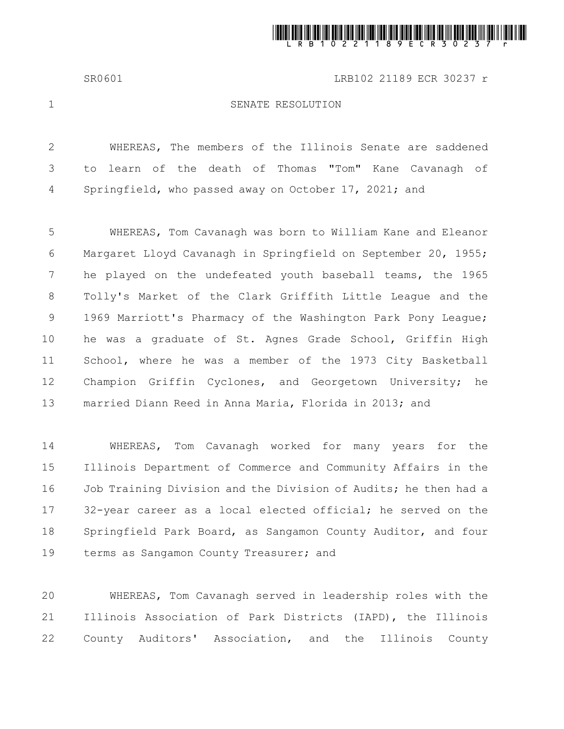SR0601 LRB102 21189 ECR 30237 r

# SENATE RESOLUTION

WHEREAS, The members of the Illinois Senate are saddened to learn of the death of Thomas "Tom" Kane Cavanagh of Springfield, who passed away on October 17, 2021; and

WHEREAS, Tom Cavanagh was born to William Kane and Eleanor Margaret Lloyd Cavanagh in Springfield on September 20, 1955; he played on the undefeated youth baseball teams, the 1965 Tolly's Market of the Clark Griffith Little League and the 1969 Marriott's Pharmacy of the Washington Park Pony League; he was a graduate of St. Agnes Grade School, Griffin High School, where he was a member of the 1973 City Basketball Champion Griffin Cyclones, and Georgetown University; he married Diann Reed in Anna Maria, Florida in 2013; and

WHEREAS, Tom Cavanagh worked for many years for the Illinois Department of Commerce and Community Affairs in the Job Training Division and the Division of Audits; he then had a 32-year career as a local elected official; he served on the Springfield Park Board, as Sangamon County Auditor, and four terms as Sangamon County Treasurer; and

WHEREAS, Tom Cavanagh served in leadership roles with the Illinois Association of Park Districts (IAPD), the Illinois County Auditors' Association, and the Illinois County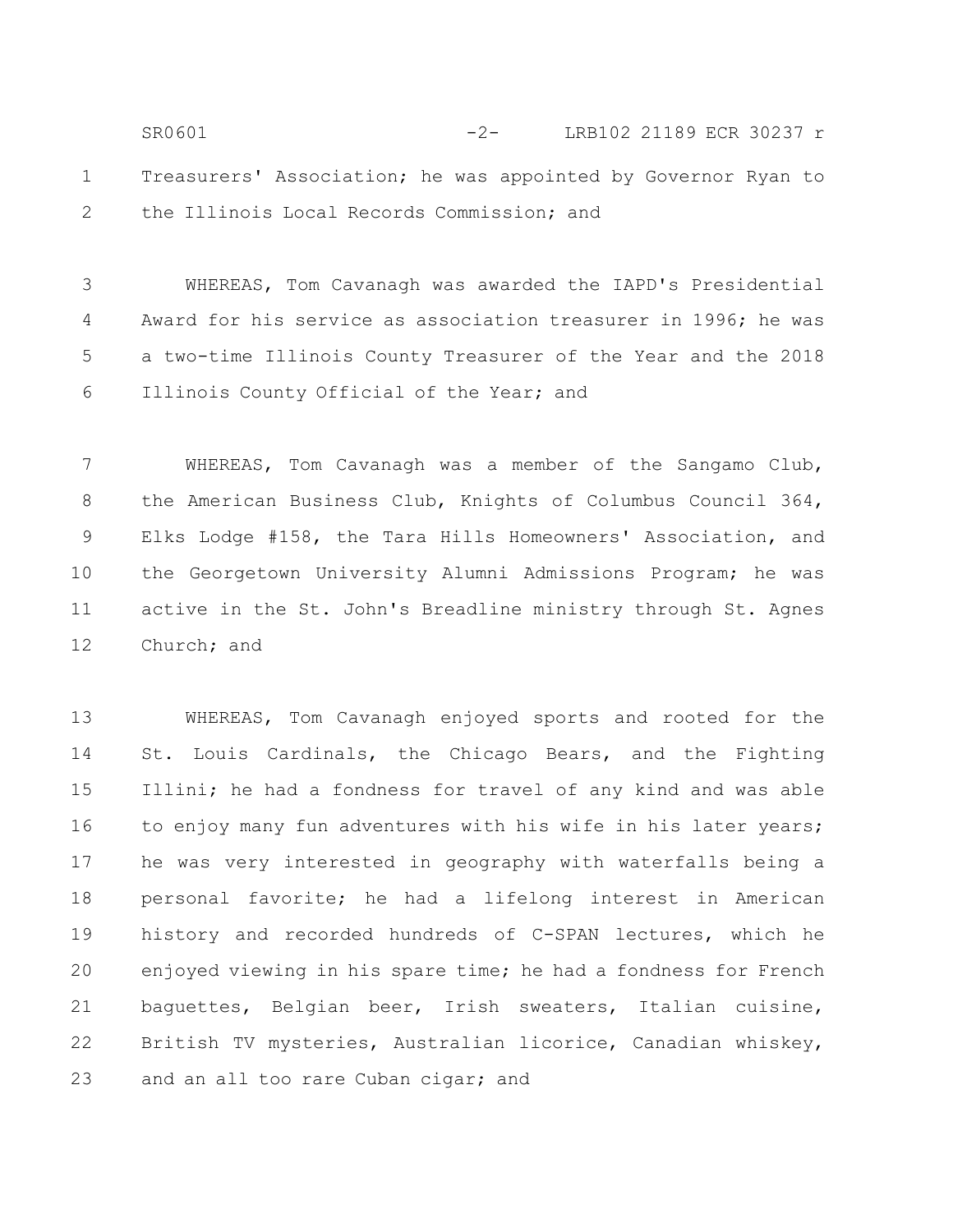Treasurers' Association; he was appointed by Governor Ryan to the Illinois Local Records Commission; and

WHEREAS, Tom Cavanagh was awarded the IAPD's Presidential Award for his service as association treasurer in 1996; he was a two-time Illinois County Treasurer of the Year and the 2018 Illinois County Official of the Year; and

WHEREAS, Tom Cavanagh was a member of the Sangamo Club, the American Business Club, Knights of Columbus Council 364, Elks Lodge #158, the Tara Hills Homeowners' Association, and the Georgetown University Alumni Admissions Program; he was active in the St. John's Breadline ministry through St. Agnes Church; and

WHEREAS, Tom Cavanagh enjoyed sports and rooted for the St. Louis Cardinals, the Chicago Bears, and the Fighting Illini; he had a fondness for travel of any kind and was able to enjoy many fun adventures with his wife in his later years; he was very interested in geography with waterfalls being a personal favorite; he had a lifelong interest in American history and recorded hundreds of C-SPAN lectures, which he enjoyed viewing in his spare time; he had a fondness for French baguettes, Belgian beer, Irish sweaters, Italian cuisine, British TV mysteries, Australian licorice, Canadian whiskey, and an all too rare Cuban cigar; and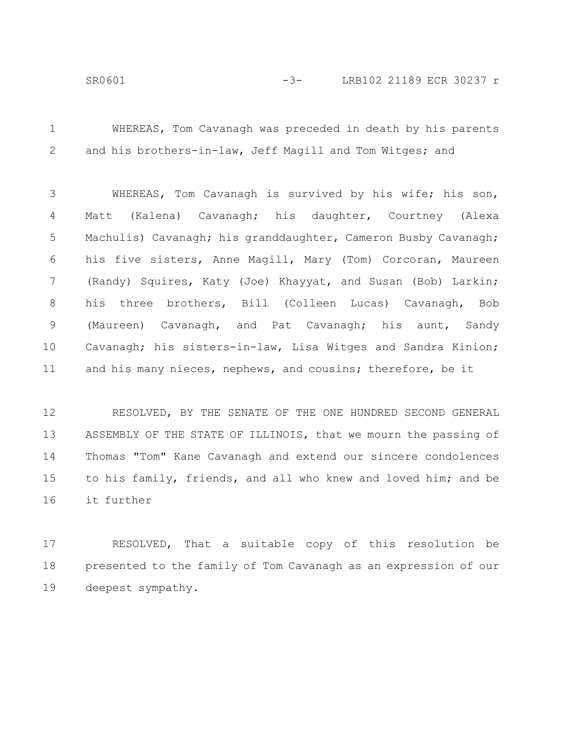WHEREAS, Tom Cavanagh was preceded in death by his parents and his brothers-in-law, Jeff Magill and Tom Witges; and

WHEREAS, Tom Cavanagh is survived by his wife; his son, Matt (Kalena) Cavanagh; his daughter, Courtney (Alexa Machulis) Cavanagh; his granddaughter, Cameron Busby Cavanagh; his five sisters, Anne Magill, Mary (Tom) Corcoran, Maureen (Randy) Squires, Katy (Joe) Khayyat, and Susan (Bob) Larkin; his three brothers, Bill (Colleen Lucas) Cavanagh, Bob (Maureen) Cavanagh, and Pat Cavanagh; his aunt, Sandy Cavanagh; his sisters-in-law, Lisa Witges and Sandra Kinion; and his many nieces, nephews, and cousins; therefore, be it

RESOLVED, BY THE SENATE OF THE ONE HUNDRED SECOND GENERAL ASSEMBLY OF THE STATE OF ILLINOIS, that we mourn the passing of Thomas "Tom" Kane Cavanagh and extend our sincere condolences to his family, friends, and all who knew and loved him; and be it further

RESOLVED, That a suitable copy of this resolution be presented to the family of Tom Cavanagh as an expression of our deepest sympathy.